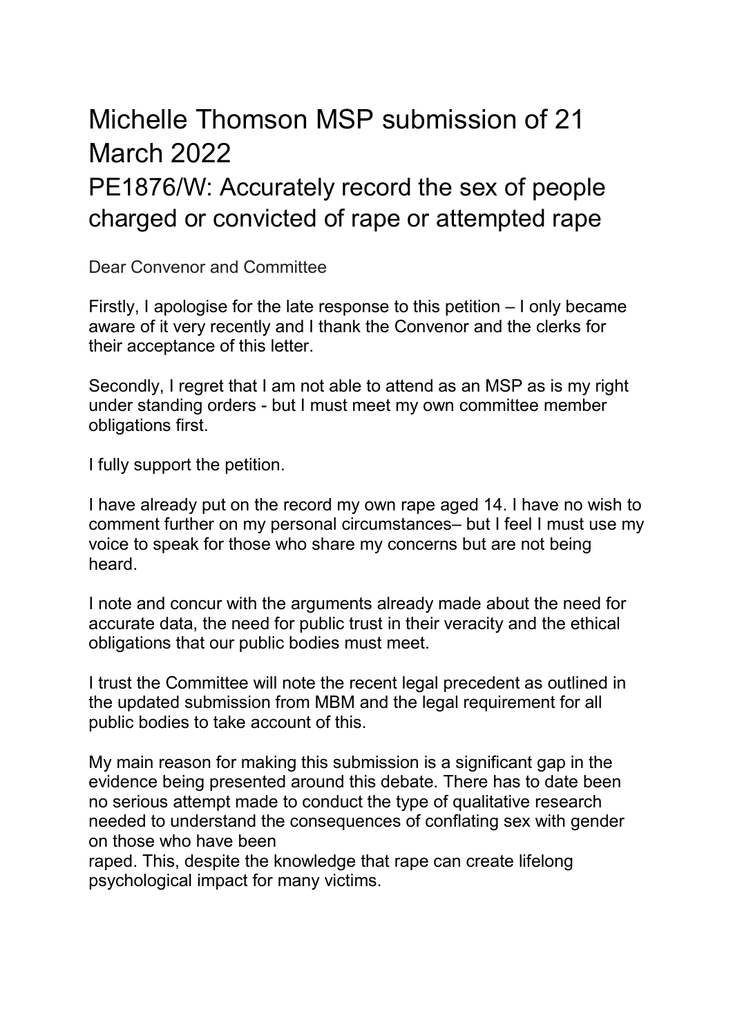# Michelle Thomson MSP submission of 21 March 2022

## PE1876/W: Accurately record the sex of people charged or convicted of rape or attempted rape

Dear Convenor and Committee

Firstly, I apologise for the late response to this petition – I only became aware of it very recently and I thank the Convenor and the clerks for their acceptance of this letter.

Secondly, I regret that I am not able to attend as an MSP as is my right under standing orders - but I must meet my own committee member obligations first.

I fully support the petition.

I have already put on the record my own rape aged 14. I have no wish to comment further on my personal circumstances– but I feel I must use my voice to speak for those who share my concerns but are not being heard.

I note and concur with the arguments already made about the need for accurate data, the need for public trust in their veracity and the ethical obligations that our public bodies must meet.

I trust the Committee will note the recent legal precedent as outlined in the updated submission from MBM and the legal requirement for all public bodies to take account of this.

My main reason for making this submission is a significant gap in the evidence being presented around this debate. There has to date been no serious attempt made to conduct the type of qualitative research needed to understand the consequences of conflating sex with gender on those who have been raped. This, despite the knowledge that rape can create lifelong psychological impact for many victims.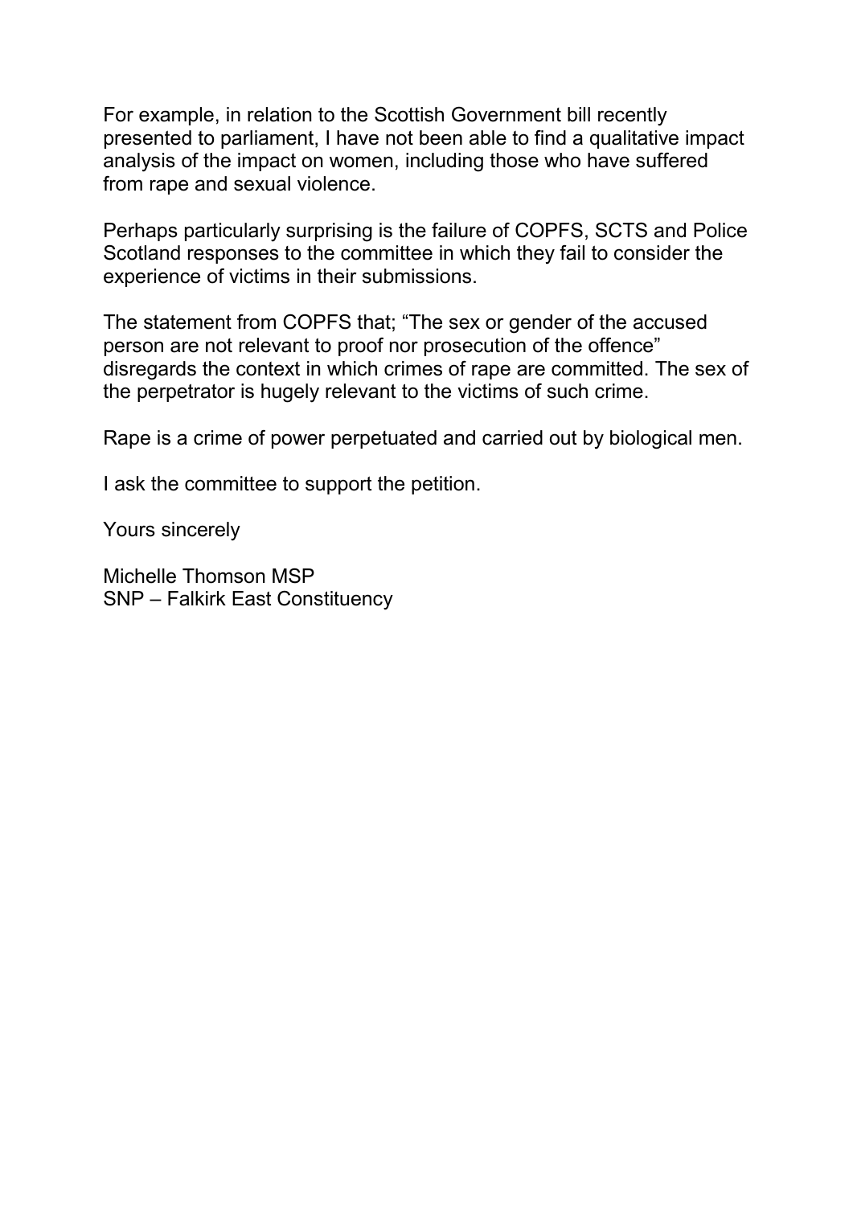For example, in relation to the Scottish Government bill recently presented to parliament, I have not been able to find a qualitative impact analysis of the impact on women, including those who have suffered from rape and sexual violence.

Perhaps particularly surprising is the failure of COPFS, SCTS and Police Scotland responses to the committee in which they fail to consider the experience of victims in their submissions.

The statement from COPFS that; "The sex or gender of the accused person are not relevant to proof nor prosecution of the offence" disregards the context in which crimes of rape are committed. The sex of the perpetrator is hugely relevant to the victims of such crime.

Rape is a crime of power perpetuated and carried out by biological men.

I ask the committee to support the petition.

Yours sincerely

Michelle Thomson MSP
SNP – Falkirk East Constituency